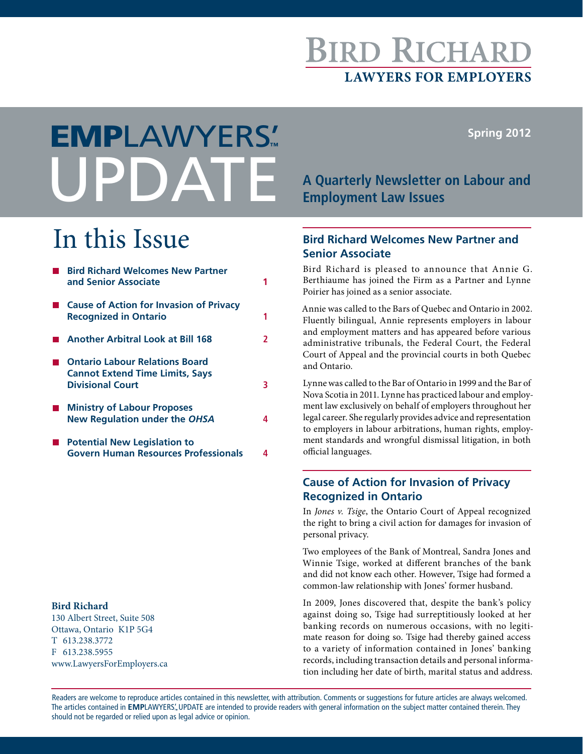# BIRD RICHARD

**LAWYERS FOR EMPLOYERS**

# EMPLAWYERS'™ UPDATE

**Spring 2012**

**A Quarterly Newsletter on Labour and Employment Law Issues**

## In this Issue

- **Bird Richard Welcomes New Partner and Senior Associate** 1
- **Cause of Action for Invasion of Privacy Recognized in Ontario** 1
- **Another Arbitral Look at Bill 168** 2
- **Ontario Labour Relations Board Cannot Extend Time Limits, Says Divisional Court** 3
- **Ministry of Labour Proposes New Regulation under the *OHSA*** 4
- **Potential New Legislation to Govern Human Resources Professionals** 4

**Bird Richard**
130 Albert Street, Suite 508
Ottawa, Ontario K1P 5G4
T 613.238.3772
F 613.238.5955
www.LawyersForEmployers.ca

## Bird Richard Welcomes New Partner and Senior Associate

Bird Richard is pleased to announce that Annie G. Berthiaume has joined the Firm as a Partner and Lynne Poirier has joined as a senior associate.

Annie was called to the Bars of Quebec and Ontario in 2002. Fluently bilingual, Annie represents employers in labour and employment matters and has appeared before various administrative tribunals, the Federal Court, the Federal Court of Appeal and the provincial courts in both Quebec and Ontario.

Lynne was called to the Bar of Ontario in 1999 and the Bar of Nova Scotia in 2011. Lynne has practiced labour and employment law exclusively on behalf of employers throughout her legal career. She regularly provides advice and representation to employers in labour arbitrations, human rights, employment standards and wrongful dismissal litigation, in both official languages.

## Cause of Action for Invasion of Privacy Recognized in Ontario

In *Jones v. Tsige*, the Ontario Court of Appeal recognized the right to bring a civil action for damages for invasion of personal privacy.

Two employees of the Bank of Montreal, Sandra Jones and Winnie Tsige, worked at different branches of the bank and did not know each other. However, Tsige had formed a common-law relationship with Jones' former husband.

In 2009, Jones discovered that, despite the bank's policy against doing so, Tsige had surreptitiously looked at her banking records on numerous occasions, with no legitimate reason for doing so. Tsige had thereby gained access to a variety of information contained in Jones' banking records, including transaction details and personal information including her date of birth, marital status and address.

Readers are welcome to reproduce articles contained in this newsletter, with attribution. Comments or suggestions for future articles are always welcomed. The articles contained in EMPLAWYERS'™ UPDATE are intended to provide readers with general information on the subject matter contained therein. They should not be regarded or relied upon as legal advice or opinion.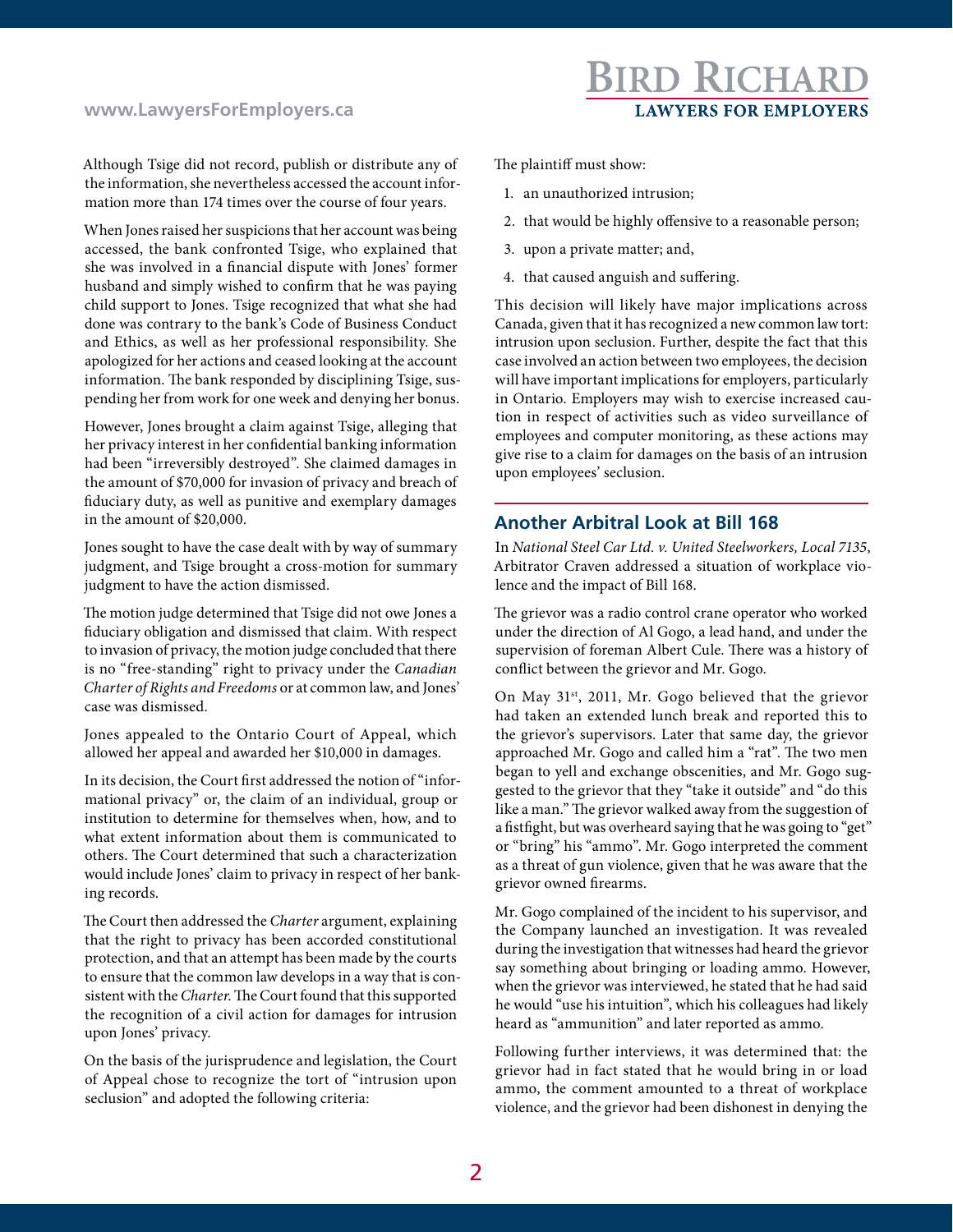Although Tsige did not record, publish or distribute any of the information, she nevertheless accessed the account information more than 174 times over the course of four years.

When Jones raised her suspicions that her account was being accessed, the bank confronted Tsige, who explained that she was involved in a financial dispute with Jones' former husband and simply wished to confirm that he was paying child support to Jones. Tsige recognized that what she had done was contrary to the bank's Code of Business Conduct and Ethics, as well as her professional responsibility. She apologized for her actions and ceased looking at the account information. The bank responded by disciplining Tsige, suspending her from work for one week and denying her bonus.

However, Jones brought a claim against Tsige, alleging that her privacy interest in her confidential banking information had been "irreversibly destroyed". She claimed damages in the amount of $70,000 for invasion of privacy and breach of fiduciary duty, as well as punitive and exemplary damages in the amount of $20,000.

Jones sought to have the case dealt with by way of summary judgment, and Tsige brought a cross-motion for summary judgment to have the action dismissed.

The motion judge determined that Tsige did not owe Jones a fiduciary obligation and dismissed that claim. With respect to invasion of privacy, the motion judge concluded that there is no "free-standing" right to privacy under the *Canadian Charter of Rights and Freedoms* or at common law, and Jones' case was dismissed.

Jones appealed to the Ontario Court of Appeal, which allowed her appeal and awarded her $10,000 in damages.

In its decision, the Court first addressed the notion of "informational privacy" or, the claim of an individual, group or institution to determine for themselves when, how, and to what extent information about them is communicated to others. The Court determined that such a characterization would include Jones' claim to privacy in respect of her banking records.

The Court then addressed the *Charter* argument, explaining that the right to privacy has been accorded constitutional protection, and that an attempt has been made by the courts to ensure that the common law develops in a way that is consistent with the *Charter*. The Court found that this supported the recognition of a civil action for damages for intrusion upon Jones' privacy.

On the basis of the jurisprudence and legislation, the Court of Appeal chose to recognize the tort of "intrusion upon seclusion" and adopted the following criteria:

The plaintiff must show:

1. an unauthorized intrusion;
2. that would be highly offensive to a reasonable person;
3. upon a private matter; and,
4. that caused anguish and suffering.

This decision will likely have major implications across Canada, given that it has recognized a new common law tort: intrusion upon seclusion. Further, despite the fact that this case involved an action between two employees, the decision will have important implications for employers, particularly in Ontario. Employers may wish to exercise increased caution in respect of activities such as video surveillance of employees and computer monitoring, as these actions may give rise to a claim for damages on the basis of an intrusion upon employees' seclusion.

## Another Arbitral Look at Bill 168

In *National Steel Car Ltd. v. United Steelworkers, Local 7135*, Arbitrator Craven addressed a situation of workplace violence and the impact of Bill 168.

The grievor was a radio control crane operator who worked under the direction of Al Gogo, a lead hand, and under the supervision of foreman Albert Cule. There was a history of conflict between the grievor and Mr. Gogo.

On May 31st, 2011, Mr. Gogo believed that the grievor had taken an extended lunch break and reported this to the grievor's supervisors. Later that same day, the grievor approached Mr. Gogo and called him a "rat". The two men began to yell and exchange obscenities, and Mr. Gogo suggested to the grievor that they "take it outside" and "do this like a man." The grievor walked away from the suggestion of a fistfight, but was overheard saying that he was going to "get" or "bring" his "ammo". Mr. Gogo interpreted the comment as a threat of gun violence, given that he was aware that the grievor owned firearms.

Mr. Gogo complained of the incident to his supervisor, and the Company launched an investigation. It was revealed during the investigation that witnesses had heard the grievor say something about bringing or loading ammo. However, when the grievor was interviewed, he stated that he had said he would "use his intuition", which his colleagues had likely heard as "ammunition" and later reported as ammo.

Following further interviews, it was determined that: the grievor had in fact stated that he would bring in or load ammo, the comment amounted to a threat of workplace violence, and the grievor had been dishonest in denying the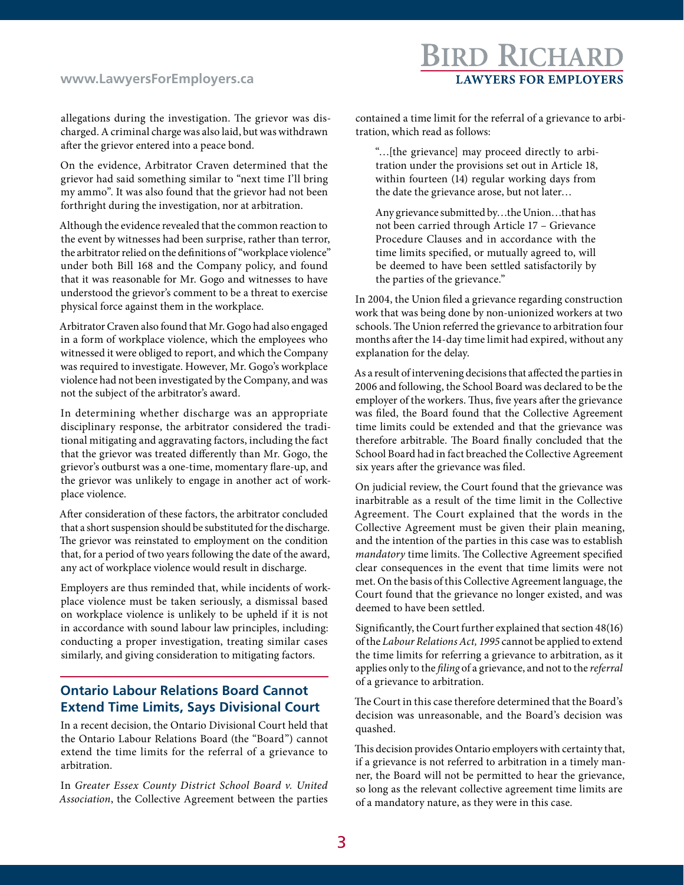allegations during the investigation. The grievor was discharged. A criminal charge was also laid, but was withdrawn after the grievor entered into a peace bond.

On the evidence, Arbitrator Craven determined that the grievor had said something similar to "next time I'll bring my ammo". It was also found that the grievor had not been forthright during the investigation, nor at arbitration.

Although the evidence revealed that the common reaction to the event by witnesses had been surprise, rather than terror, the arbitrator relied on the definitions of "workplace violence" under both Bill 168 and the Company policy, and found that it was reasonable for Mr. Gogo and witnesses to have understood the grievor's comment to be a threat to exercise physical force against them in the workplace.

Arbitrator Craven also found that Mr. Gogo had also engaged in a form of workplace violence, which the employees who witnessed it were obliged to report, and which the Company was required to investigate. However, Mr. Gogo's workplace violence had not been investigated by the Company, and was not the subject of the arbitrator's award.

In determining whether discharge was an appropriate disciplinary response, the arbitrator considered the traditional mitigating and aggravating factors, including the fact that the grievor was treated differently than Mr. Gogo, the grievor's outburst was a one-time, momentary flare-up, and the grievor was unlikely to engage in another act of workplace violence.

After consideration of these factors, the arbitrator concluded that a short suspension should be substituted for the discharge. The grievor was reinstated to employment on the condition that, for a period of two years following the date of the award, any act of workplace violence would result in discharge.

Employers are thus reminded that, while incidents of workplace violence must be taken seriously, a dismissal based on workplace violence is unlikely to be upheld if it is not in accordance with sound labour law principles, including: conducting a proper investigation, treating similar cases similarly, and giving consideration to mitigating factors.

## Ontario Labour Relations Board Cannot Extend Time Limits, Says Divisional Court

In a recent decision, the Ontario Divisional Court held that the Ontario Labour Relations Board (the "Board") cannot extend the time limits for the referral of a grievance to arbitration.

In *Greater Essex County District School Board v. United Association*, the Collective Agreement between the parties contained a time limit for the referral of a grievance to arbitration, which read as follows:

> "…[the grievance] may proceed directly to arbitration under the provisions set out in Article 18, within fourteen (14) regular working days from the date the grievance arose, but not later…
>
> Any grievance submitted by…the Union…that has not been carried through Article 17 – Grievance Procedure Clauses and in accordance with the time limits specified, or mutually agreed to, will be deemed to have been settled satisfactorily by the parties of the grievance."

In 2004, the Union filed a grievance regarding construction work that was being done by non-unionized workers at two schools. The Union referred the grievance to arbitration four months after the 14-day time limit had expired, without any explanation for the delay.

As a result of intervening decisions that affected the parties in 2006 and following, the School Board was declared to be the employer of the workers. Thus, five years after the grievance was filed, the Board found that the Collective Agreement time limits could be extended and that the grievance was therefore arbitrable. The Board finally concluded that the School Board had in fact breached the Collective Agreement six years after the grievance was filed.

On judicial review, the Court found that the grievance was inarbitrable as a result of the time limit in the Collective Agreement. The Court explained that the words in the Collective Agreement must be given their plain meaning, and the intention of the parties in this case was to establish *mandatory* time limits. The Collective Agreement specified clear consequences in the event that time limits were not met. On the basis of this Collective Agreement language, the Court found that the grievance no longer existed, and was deemed to have been settled.

Significantly, the Court further explained that section 48(16) of the *Labour Relations Act, 1995* cannot be applied to extend the time limits for referring a grievance to arbitration, as it applies only to the *filing* of a grievance, and not to the *referral* of a grievance to arbitration.

The Court in this case therefore determined that the Board's decision was unreasonable, and the Board's decision was quashed.

This decision provides Ontario employers with certainty that, if a grievance is not referred to arbitration in a timely manner, the Board will not be permitted to hear the grievance, so long as the relevant collective agreement time limits are of a mandatory nature, as they were in this case.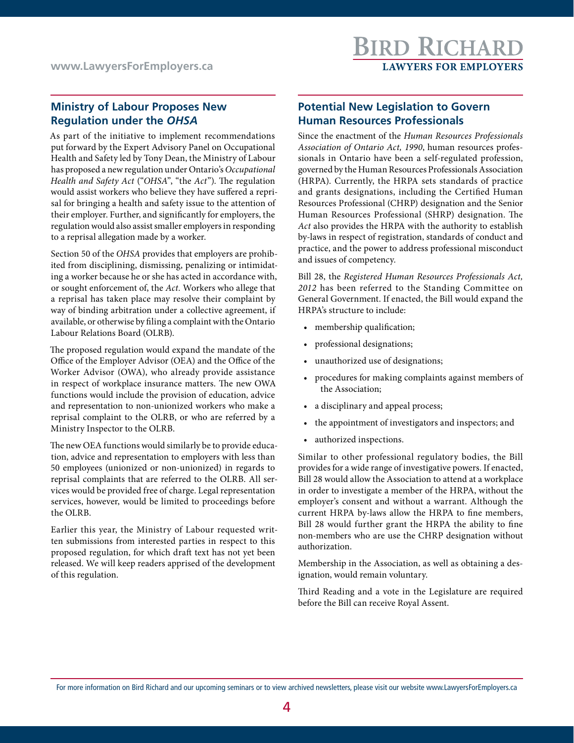## Ministry of Labour Proposes New Regulation under the *OHSA*

As part of the initiative to implement recommendations put forward by the Expert Advisory Panel on Occupational Health and Safety led by Tony Dean, the Ministry of Labour has proposed a new regulation under Ontario's *Occupational Health and Safety Act* ("*OHSA*", "the *Act*"). The regulation would assist workers who believe they have suffered a reprisal for bringing a health and safety issue to the attention of their employer. Further, and significantly for employers, the regulation would also assist smaller employers in responding to a reprisal allegation made by a worker.

Section 50 of the *OHSA* provides that employers are prohibited from disciplining, dismissing, penalizing or intimidating a worker because he or she has acted in accordance with, or sought enforcement of, the *Act*. Workers who allege that a reprisal has taken place may resolve their complaint by way of binding arbitration under a collective agreement, if available, or otherwise by filing a complaint with the Ontario Labour Relations Board (OLRB).

The proposed regulation would expand the mandate of the Office of the Employer Advisor (OEA) and the Office of the Worker Advisor (OWA), who already provide assistance in respect of workplace insurance matters. The new OWA functions would include the provision of education, advice and representation to non-unionized workers who make a reprisal complaint to the OLRB, or who are referred by a Ministry Inspector to the OLRB.

The new OEA functions would similarly be to provide education, advice and representation to employers with less than 50 employees (unionized or non-unionized) in regards to reprisal complaints that are referred to the OLRB. All services would be provided free of charge. Legal representation services, however, would be limited to proceedings before the OLRB.

Earlier this year, the Ministry of Labour requested written submissions from interested parties in respect to this proposed regulation, for which draft text has not yet been released. We will keep readers apprised of the development of this regulation.

## Potential New Legislation to Govern Human Resources Professionals

Since the enactment of the *Human Resources Professionals Association of Ontario Act, 1990*, human resources professionals in Ontario have been a self-regulated profession, governed by the Human Resources Professionals Association (HRPA). Currently, the HRPA sets standards of practice and grants designations, including the Certified Human Resources Professional (CHRP) designation and the Senior Human Resources Professional (SHRP) designation. The *Act* also provides the HRPA with the authority to establish by-laws in respect of registration, standards of conduct and practice, and the power to address professional misconduct and issues of competency.

Bill 28, the *Registered Human Resources Professionals Act, 2012* has been referred to the Standing Committee on General Government. If enacted, the Bill would expand the HRPA's structure to include:

- membership qualification;
- professional designations;
- unauthorized use of designations;
- procedures for making complaints against members of the Association;
- a disciplinary and appeal process;
- the appointment of investigators and inspectors; and
- authorized inspections.

Similar to other professional regulatory bodies, the Bill provides for a wide range of investigative powers. If enacted, Bill 28 would allow the Association to attend at a workplace in order to investigate a member of the HRPA, without the employer's consent and without a warrant. Although the current HRPA by-laws allow the HRPA to fine members, Bill 28 would further grant the HRPA the ability to fine non-members who are use the CHRP designation without authorization.

Membership in the Association, as well as obtaining a designation, would remain voluntary.

Third Reading and a vote in the Legislature are required before the Bill can receive Royal Assent.

For more information on Bird Richard and our upcoming seminars or to view archived newsletters, please visit our website www.LawyersForEmployers.ca